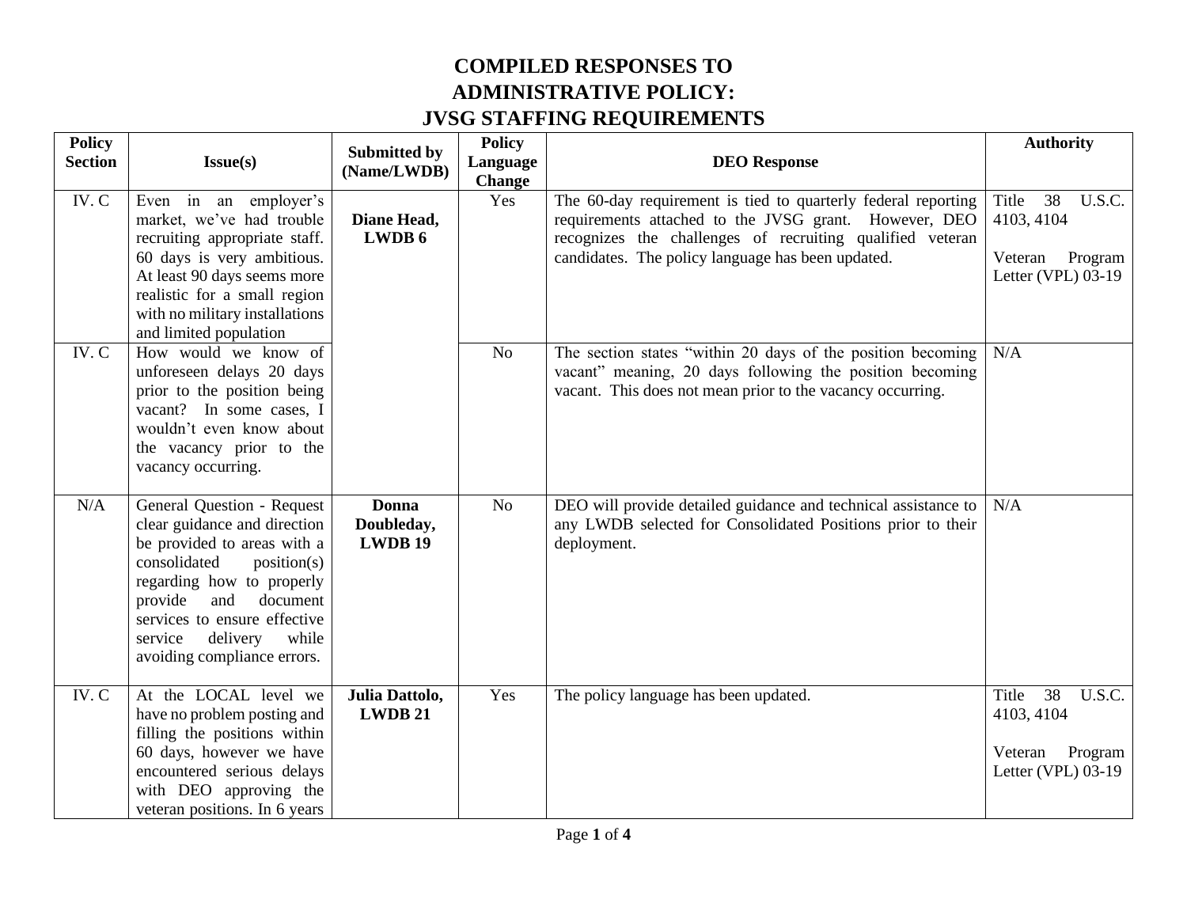# COMPILED RESPONSES TO ADMINISTRATIVE POLICY: JVSG STAFFING REQUIREMENTS

| Policy Section | Issue(s) | Submitted by (Name/LWDB) | Policy Language Change | DEO Response | Authority |
|---|---|---|---|---|---|
| IV. C | Even in an employer's market, we've had trouble recruiting appropriate staff. 60 days is very ambitious. At least 90 days seems more realistic for a small region with no military installations and limited population | **Diane Head, LWDB 6** | Yes | The 60-day requirement is tied to quarterly federal reporting requirements attached to the JVSG grant. However, DEO recognizes the challenges of recruiting qualified veteran candidates. The policy language has been updated. | Title 38 U.S.C. 4103, 4104<br><br>Veteran Program Letter (VPL) 03-19 |
| IV. C | How would we know of unforeseen delays 20 days prior to the position being vacant? In some cases, I wouldn't even know about the vacancy prior to the vacancy occurring. | | No | The section states "within 20 days of the position becoming vacant" meaning, 20 days following the position becoming vacant. This does not mean prior to the vacancy occurring. | N/A |
| N/A | General Question - Request clear guidance and direction be provided to areas with a consolidated position(s) regarding how to properly provide and document services to ensure effective service delivery while avoiding compliance errors. | **Donna Doubleday, LWDB 19** | No | DEO will provide detailed guidance and technical assistance to any LWDB selected for Consolidated Positions prior to their deployment. | N/A |
| IV. C | At the LOCAL level we have no problem posting and filling the positions within 60 days, however we have encountered serious delays with DEO approving the veteran positions. In 6 years | **Julia Dattolo, LWDB 21** | Yes | The policy language has been updated. | Title 38 U.S.C. 4103, 4104<br><br>Veteran Program Letter (VPL) 03-19 |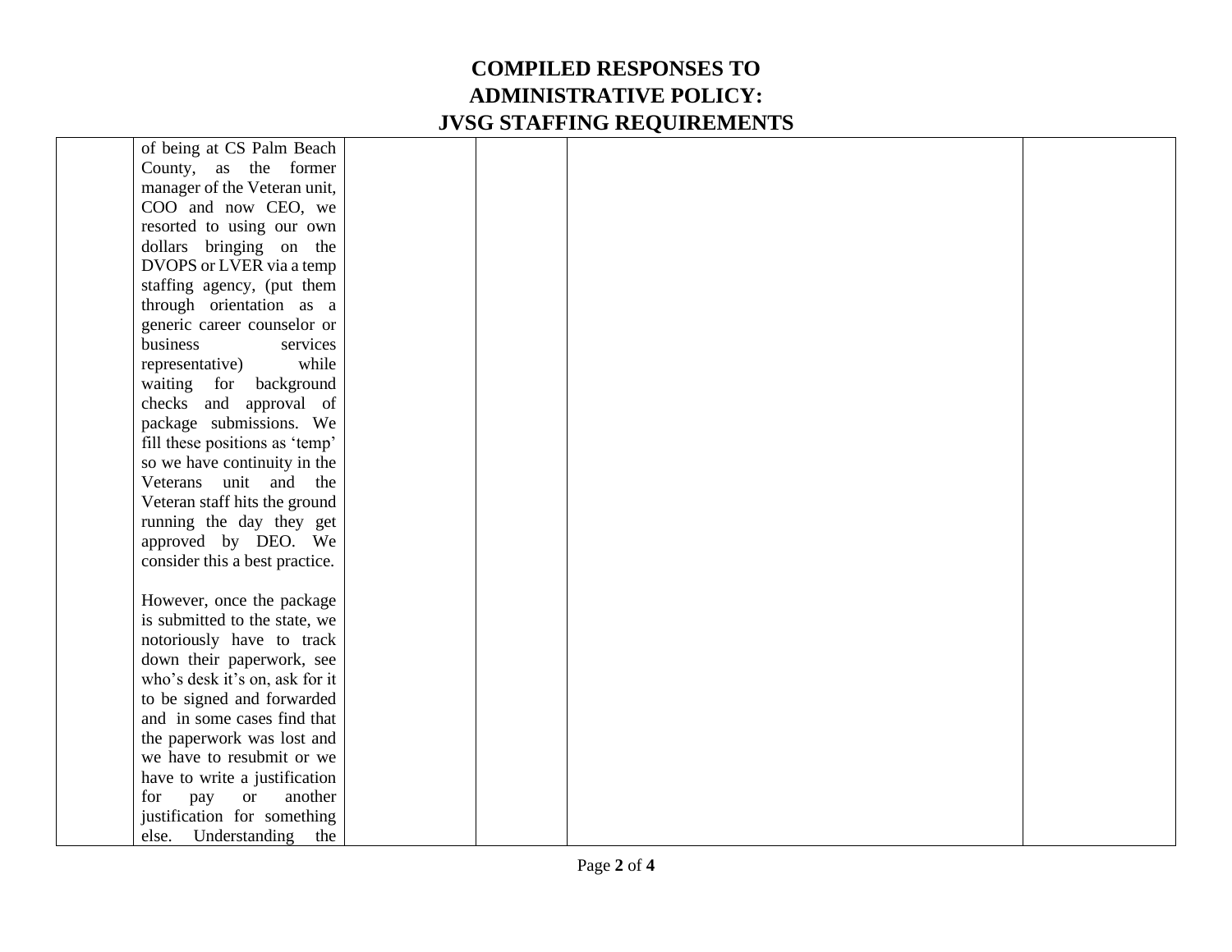| | | | | | |
|---|---|---|---|---|---|
| | of being at CS Palm Beach County, as the former manager of the Veteran unit, COO and now CEO, we resorted to using our own dollars bringing on the DVOPS or LVER via a temp staffing agency, (put them through orientation as a generic career counselor or business services representative) while waiting for background checks and approval of package submissions. We fill these positions as 'temp' so we have continuity in the Veterans unit and the Veteran staff hits the ground running the day they get approved by DEO. We consider this a best practice.<br><br>However, once the package is submitted to the state, we notoriously have to track down their paperwork, see who's desk it's on, ask for it to be signed and forwarded and in some cases find that the paperwork was lost and we have to resubmit or we have to write a justification for pay or another justification for something else. Understanding the | | | | |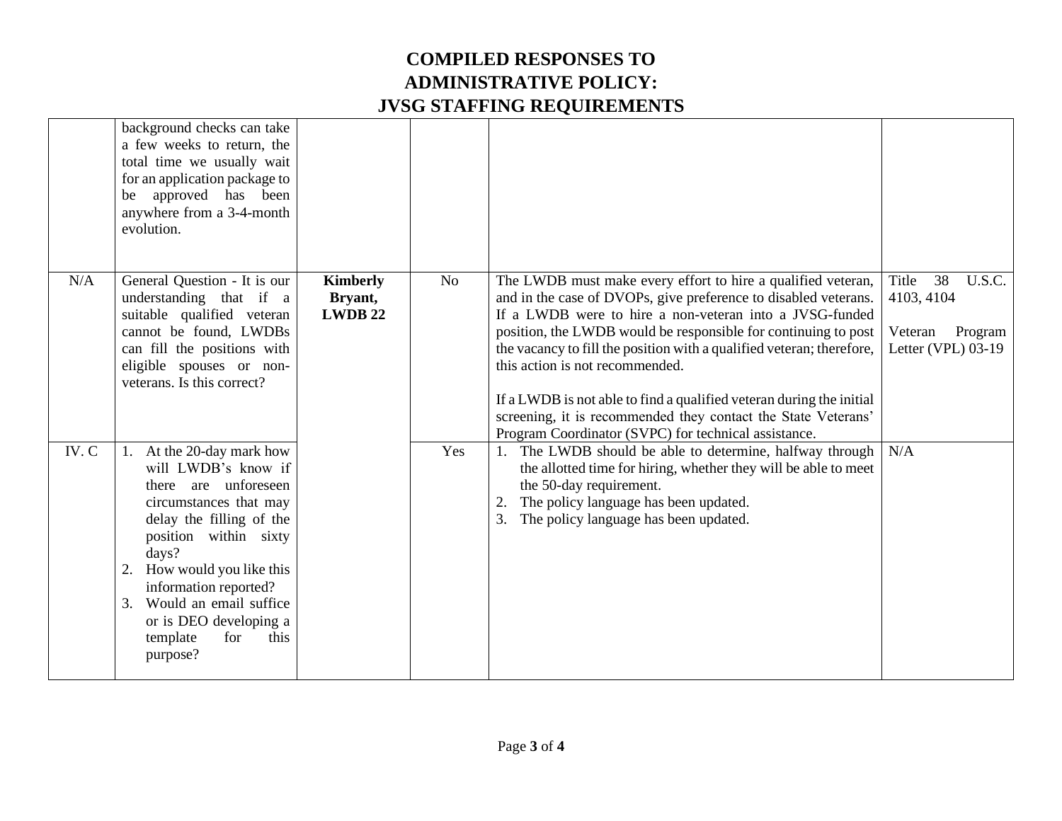# COMPILED RESPONSES TO ADMINISTRATIVE POLICY: JVSG STAFFING REQUIREMENTS

| | | | | | |
|---|---|---|---|---|---|
| | background checks can take a few weeks to return, the total time we usually wait for an application package to be approved has been anywhere from a 3-4-month evolution. | | | | |
| N/A | General Question - It is our understanding that if a suitable qualified veteran cannot be found, LWDBs can fill the positions with eligible spouses or non-veterans. Is this correct? | **Kimberly Bryant, LWDB 22** | No | The LWDB must make every effort to hire a qualified veteran, and in the case of DVOPs, give preference to disabled veterans. If a LWDB were to hire a non-veteran into a JVSG-funded position, the LWDB would be responsible for continuing to post the vacancy to fill the position with a qualified veteran; therefore, this action is not recommended.<br><br>If a LWDB is not able to find a qualified veteran during the initial screening, it is recommended they contact the State Veterans' Program Coordinator (SVPC) for technical assistance. | Title 38 U.S.C. 4103, 4104<br><br>Veteran Program Letter (VPL) 03-19 |
| IV. C | 1. At the 20-day mark how will LWDB's know if there are unforeseen circumstances that may delay the filling of the position within sixty days?<br>2. How would you like this information reported?<br>3. Would an email suffice or is DEO developing a template for this purpose? | | Yes | 1. The LWDB should be able to determine, halfway through the allotted time for hiring, whether they will be able to meet the 50-day requirement.<br>2. The policy language has been updated.<br>3. The policy language has been updated. | N/A |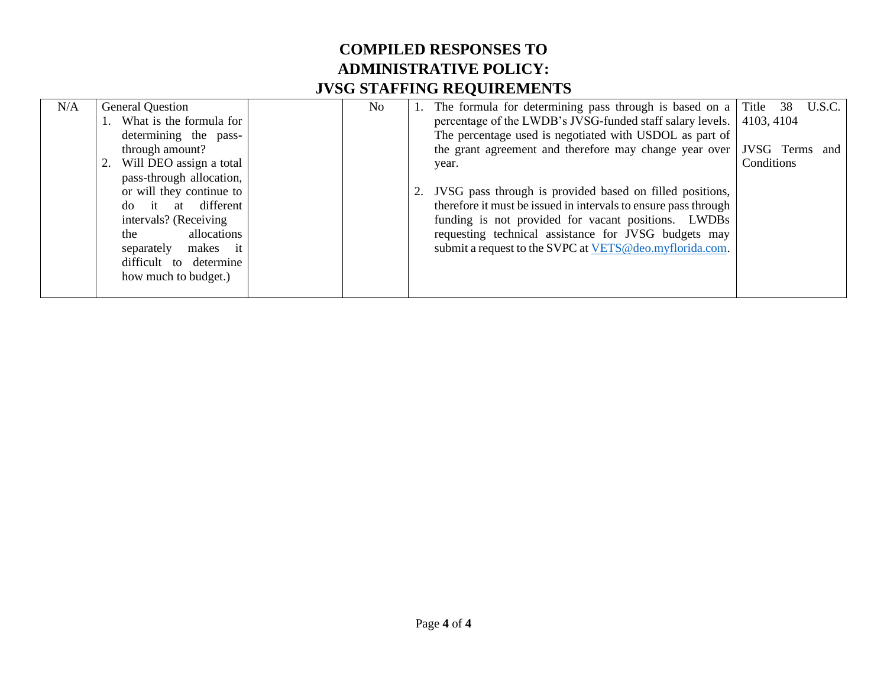# COMPILED RESPONSES TO ADMINISTRATIVE POLICY: JVSG STAFFING REQUIREMENTS

| | | | | | |
|---|---|---|---|---|---|
| N/A | General Question<br>1. What is the formula for determining the pass-through amount?<br>2. Will DEO assign a total pass-through allocation, or will they continue to do it at different intervals? (Receiving the allocations separately makes it difficult to determine how much to budget.) | | No | 1. The formula for determining pass through is based on a percentage of the LWDB's JVSG-funded staff salary levels. The percentage used is negotiated with USDOL as part of the grant agreement and therefore may change year over year.<br><br>2. JVSG pass through is provided based on filled positions, therefore it must be issued in intervals to ensure pass through funding is not provided for vacant positions. LWDBs requesting technical assistance for JVSG budgets may submit a request to the SVPC at VETS@deo.myflorida.com. | Title 38 U.S.C. 4103, 4104<br><br>JVSG Terms and Conditions |